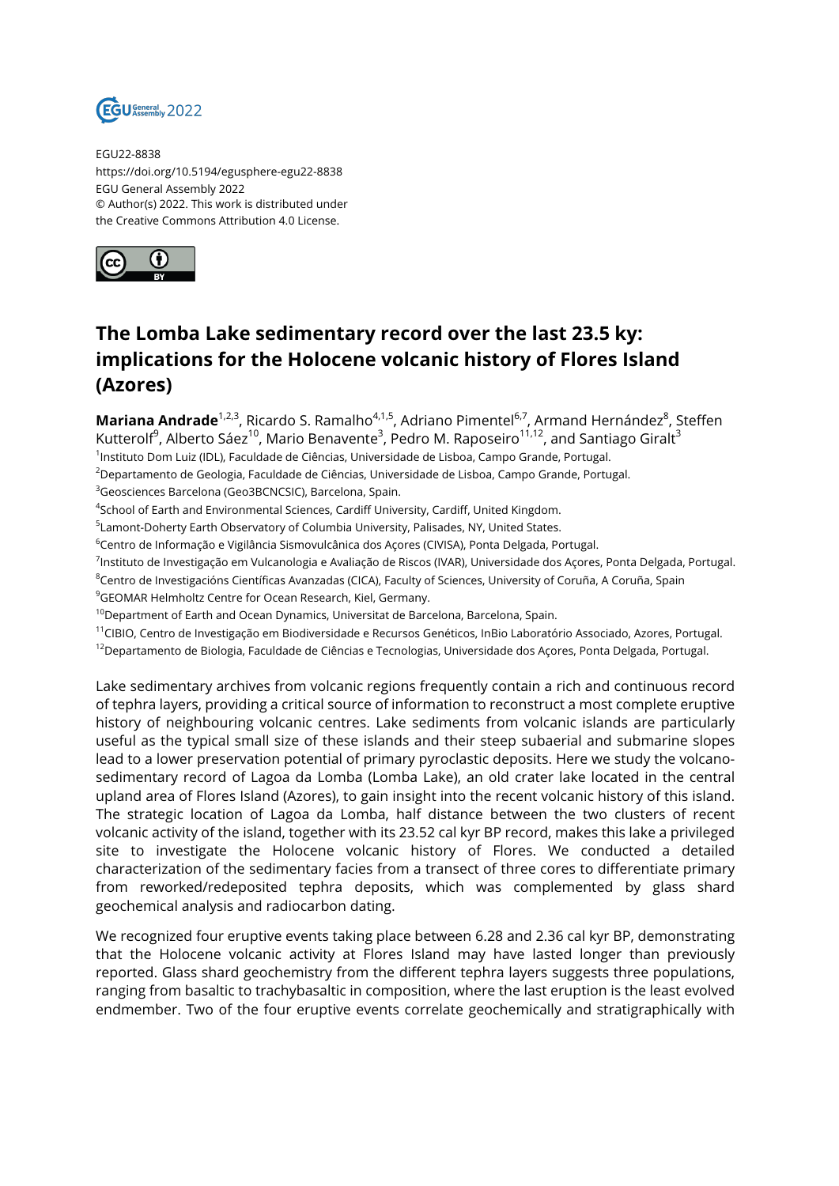EGU22-8838
https://doi.org/10.5194/egusphere-egu22-8838
EGU General Assembly 2022
© Author(s) 2022. This work is distributed under the Creative Commons Attribution 4.0 License.

# The Lomba Lake sedimentary record over the last 23.5 ky: implications for the Holocene volcanic history of Flores Island (Azores)

**Mariana Andrade**[1,2,3], Ricardo S. Ramalho[4,1,5], Adriano Pimentel[6,7], Armand Hernández[8], Steffen Kutterolf[9], Alberto Sáez[10], Mario Benavente[3], Pedro M. Raposeiro[11,12], and Santiago Giralt[3]

[1]Instituto Dom Luiz (IDL), Faculdade de Ciências, Universidade de Lisboa, Campo Grande, Portugal.
[2]Departamento de Geologia, Faculdade de Ciências, Universidade de Lisboa, Campo Grande, Portugal.
[3]Geosciences Barcelona (Geo3BCNCSIC), Barcelona, Spain.
[4]School of Earth and Environmental Sciences, Cardiff University, Cardiff, United Kingdom.
[5]Lamont-Doherty Earth Observatory of Columbia University, Palisades, NY, United States.
[6]Centro de Informação e Vigilância Sismovulcânica dos Açores (CIVISA), Ponta Delgada, Portugal.
[7]Instituto de Investigação em Vulcanologia e Avaliação de Riscos (IVAR), Universidade dos Açores, Ponta Delgada, Portugal.
[8]Centro de Investigacións Científicas Avanzadas (CICA), Faculty of Sciences, University of Coruña, A Coruña, Spain
[9]GEOMAR Helmholtz Centre for Ocean Research, Kiel, Germany.
[10]Department of Earth and Ocean Dynamics, Universitat de Barcelona, Barcelona, Spain.
[11]CIBIO, Centro de Investigação em Biodiversidade e Recursos Genéticos, InBio Laboratório Associado, Azores, Portugal.
[12]Departamento de Biologia, Faculdade de Ciências e Tecnologias, Universidade dos Açores, Ponta Delgada, Portugal.

Lake sedimentary archives from volcanic regions frequently contain a rich and continuous record of tephra layers, providing a critical source of information to reconstruct a most complete eruptive history of neighbouring volcanic centres. Lake sediments from volcanic islands are particularly useful as the typical small size of these islands and their steep subaerial and submarine slopes lead to a lower preservation potential of primary pyroclastic deposits. Here we study the volcano-sedimentary record of Lagoa da Lomba (Lomba Lake), an old crater lake located in the central upland area of Flores Island (Azores), to gain insight into the recent volcanic history of this island. The strategic location of Lagoa da Lomba, half distance between the two clusters of recent volcanic activity of the island, together with its 23.52 cal kyr BP record, makes this lake a privileged site to investigate the Holocene volcanic history of Flores. We conducted a detailed characterization of the sedimentary facies from a transect of three cores to differentiate primary from reworked/redeposited tephra deposits, which was complemented by glass shard geochemical analysis and radiocarbon dating.

We recognized four eruptive events taking place between 6.28 and 2.36 cal kyr BP, demonstrating that the Holocene volcanic activity at Flores Island may have lasted longer than previously reported. Glass shard geochemistry from the different tephra layers suggests three populations, ranging from basaltic to trachybasaltic in composition, where the last eruption is the least evolved endmember. Two of the four eruptive events correlate geochemically and stratigraphically with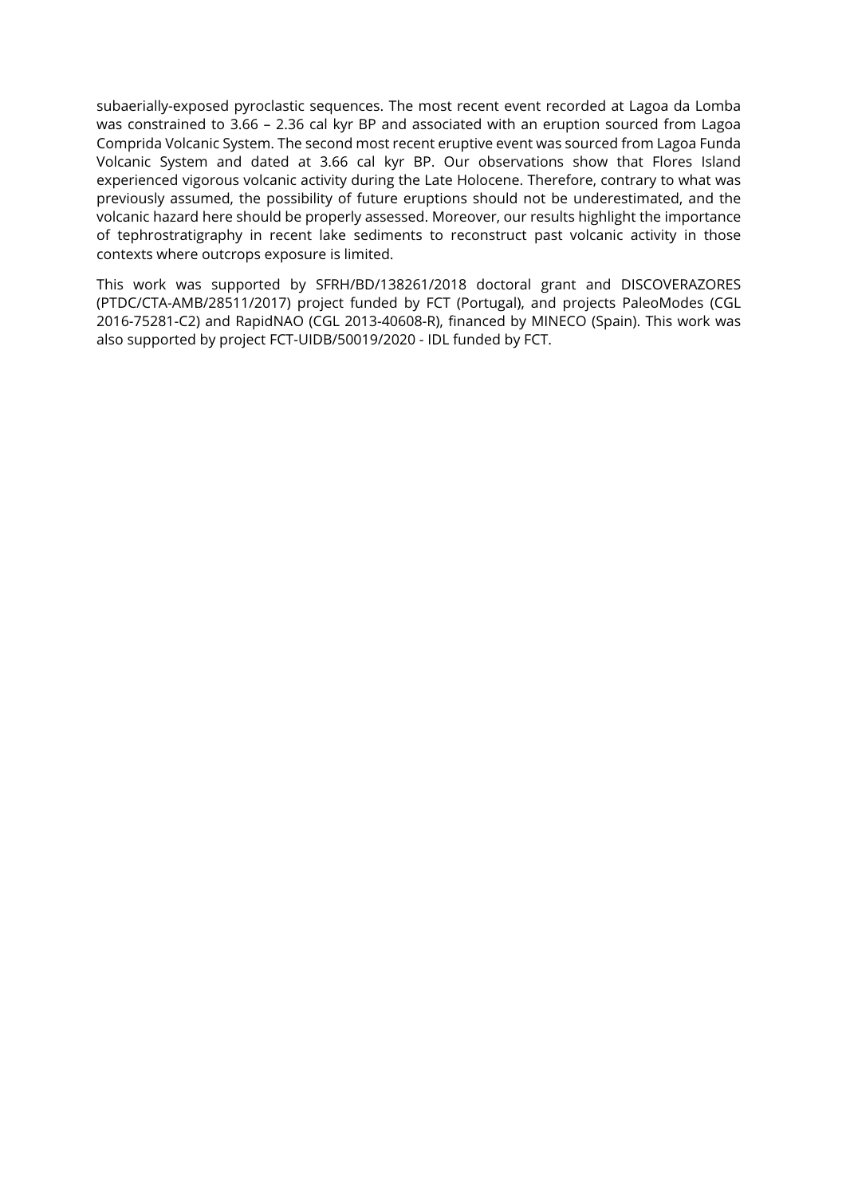subaerially-exposed pyroclastic sequences. The most recent event recorded at Lagoa da Lomba was constrained to 3.66 – 2.36 cal kyr BP and associated with an eruption sourced from Lagoa Comprida Volcanic System. The second most recent eruptive event was sourced from Lagoa Funda Volcanic System and dated at 3.66 cal kyr BP. Our observations show that Flores Island experienced vigorous volcanic activity during the Late Holocene. Therefore, contrary to what was previously assumed, the possibility of future eruptions should not be underestimated, and the volcanic hazard here should be properly assessed. Moreover, our results highlight the importance of tephrostratigraphy in recent lake sediments to reconstruct past volcanic activity in those contexts where outcrops exposure is limited.

This work was supported by SFRH/BD/138261/2018 doctoral grant and DISCOVERAZORES (PTDC/CTA-AMB/28511/2017) project funded by FCT (Portugal), and projects PaleoModes (CGL 2016-75281-C2) and RapidNAO (CGL 2013-40608-R), financed by MINECO (Spain). This work was also supported by project FCT-UIDB/50019/2020 - IDL funded by FCT.